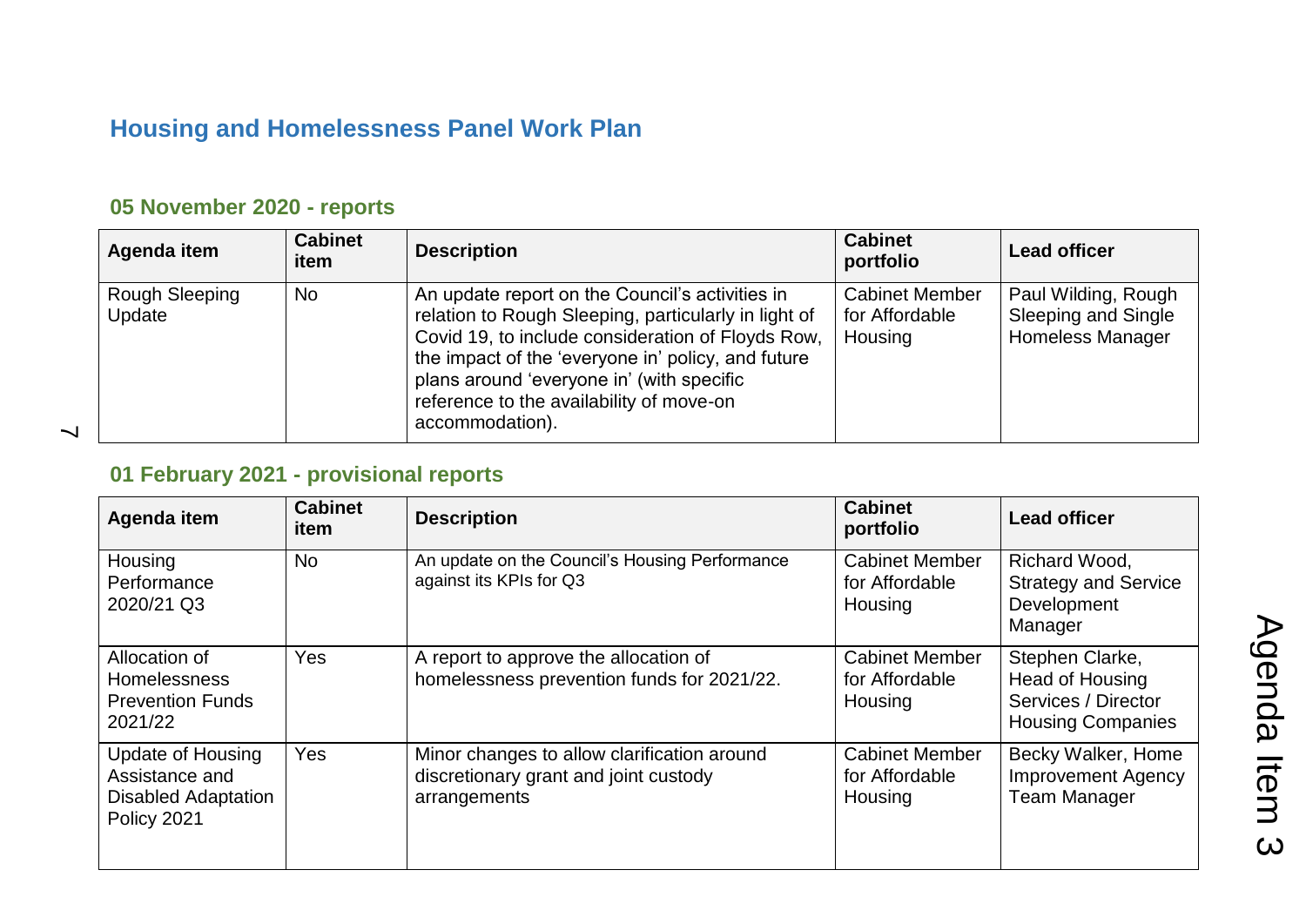# Housing and Homelessness Panel Work Plan

## 05 November 2020 - reports

| Agenda item | Cabinet item | Description | Cabinet portfolio | Lead officer |
|---|---|---|---|---|
| Rough Sleeping Update | No | An update report on the Council's activities in relation to Rough Sleeping, particularly in light of Covid 19, to include consideration of Floyds Row, the impact of the 'everyone in' policy, and future plans around 'everyone in' (with specific reference to the availability of move-on accommodation). | Cabinet Member for Affordable Housing | Paul Wilding, Rough Sleeping and Single Homeless Manager |

## 01 February 2021 - provisional reports

| Agenda item | Cabinet item | Description | Cabinet portfolio | Lead officer |
|---|---|---|---|---|
| Housing Performance 2020/21 Q3 | No | An update on the Council's Housing Performance against its KPIs for Q3 | Cabinet Member for Affordable Housing | Richard Wood, Strategy and Service Development Manager |
| Allocation of Homelessness Prevention Funds 2021/22 | Yes | A report to approve the allocation of homelessness prevention funds for 2021/22. | Cabinet Member for Affordable Housing | Stephen Clarke, Head of Housing Services / Director Housing Companies |
| Update of Housing Assistance and Disabled Adaptation Policy 2021 | Yes | Minor changes to allow clarification around discretionary grant and joint custody arrangements | Cabinet Member for Affordable Housing | Becky Walker, Home Improvement Agency Team Manager |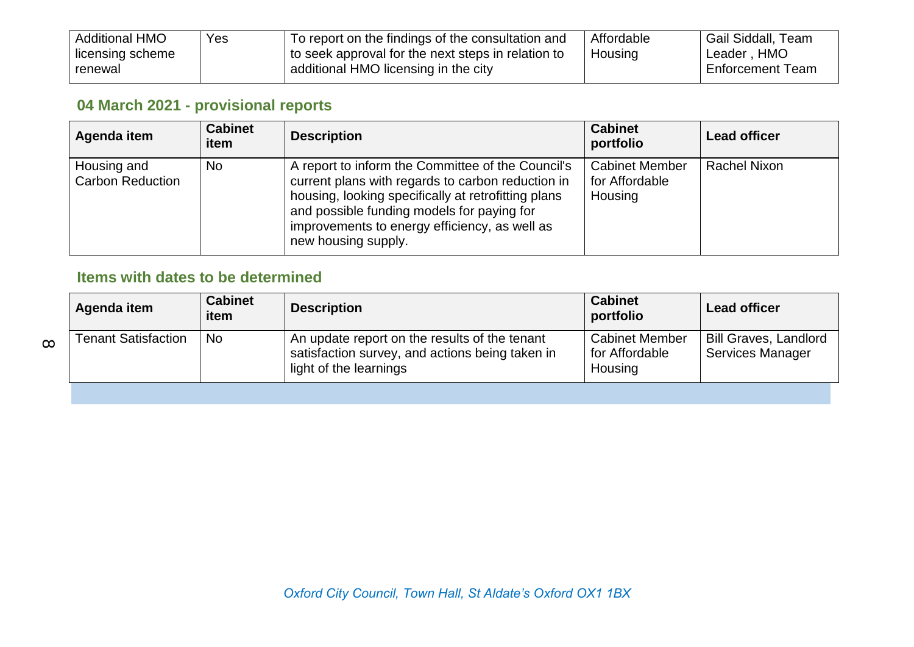| | | | | |
|---|---|---|---|---|
| Additional HMO licensing scheme renewal | Yes | To report on the findings of the consultation and to seek approval for the next steps in relation to additional HMO licensing in the city | Affordable Housing | Gail Siddall, Team Leader , HMO Enforcement Team |

### 04 March 2021 - provisional reports

| Agenda item | Cabinet item | Description | Cabinet portfolio | Lead officer |
|---|---|---|---|---|
| Housing and Carbon Reduction | No | A report to inform the Committee of the Council's current plans with regards to carbon reduction in housing, looking specifically at retrofitting plans and possible funding models for paying for improvements to energy efficiency, as well as new housing supply. | Cabinet Member for Affordable Housing | Rachel Nixon |

### Items with dates to be determined

| Agenda item | Cabinet item | Description | Cabinet portfolio | Lead officer |
|---|---|---|---|---|
| Tenant Satisfaction | No | An update report on the results of the tenant satisfaction survey, and actions being taken in light of the learnings | Cabinet Member for Affordable Housing | Bill Graves, Landlord Services Manager |

*Oxford City Council, Town Hall, St Aldate's Oxford OX1 1BX*